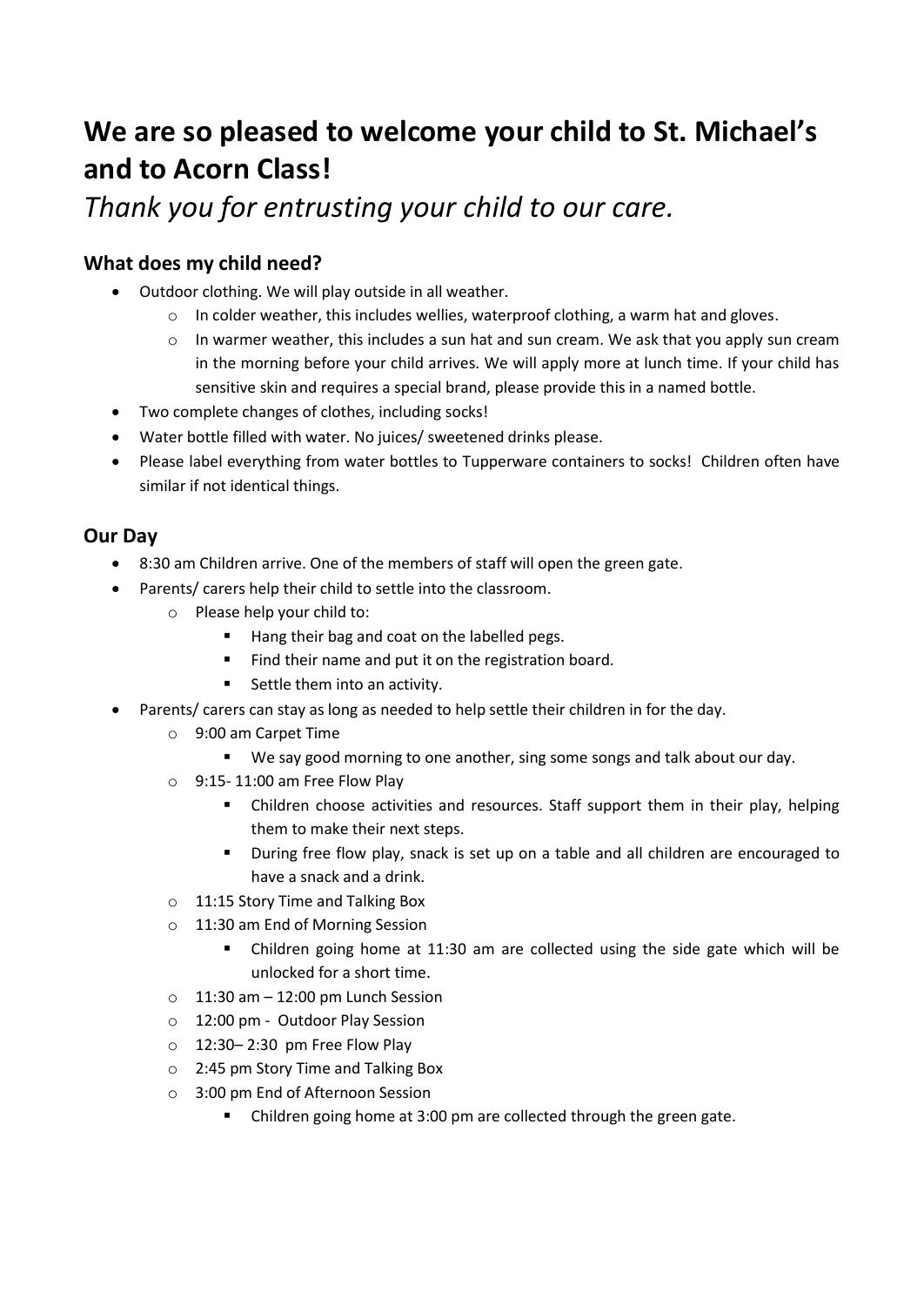# We are so pleased to welcome your child to St. Michael's and to Acorn Class!

*Thank you for entrusting your child to our care.*

### What does my child need?

- Outdoor clothing. We will play outside in all weather.
  - In colder weather, this includes wellies, waterproof clothing, a warm hat and gloves.
  - In warmer weather, this includes a sun hat and sun cream. We ask that you apply sun cream in the morning before your child arrives. We will apply more at lunch time. If your child has sensitive skin and requires a special brand, please provide this in a named bottle.
- Two complete changes of clothes, including socks!
- Water bottle filled with water. No juices/ sweetened drinks please.
- Please label everything from water bottles to Tupperware containers to socks! Children often have similar if not identical things.

### Our Day

- 8:30 am Children arrive. One of the members of staff will open the green gate.
- Parents/ carers help their child to settle into the classroom.
  - Please help your child to:
    - Hang their bag and coat on the labelled pegs.
    - Find their name and put it on the registration board.
    - Settle them into an activity.
- Parents/ carers can stay as long as needed to help settle their children in for the day.
  - 9:00 am Carpet Time
    - We say good morning to one another, sing some songs and talk about our day.
  - 9:15- 11:00 am Free Flow Play
    - Children choose activities and resources. Staff support them in their play, helping them to make their next steps.
    - During free flow play, snack is set up on a table and all children are encouraged to have a snack and a drink.
  - 11:15 Story Time and Talking Box
  - 11:30 am End of Morning Session
    - Children going home at 11:30 am are collected using the side gate which will be unlocked for a short time.
  - 11:30 am – 12:00 pm Lunch Session
  - 12:00 pm - Outdoor Play Session
  - 12:30– 2:30 pm Free Flow Play
  - 2:45 pm Story Time and Talking Box
  - 3:00 pm End of Afternoon Session
    - Children going home at 3:00 pm are collected through the green gate.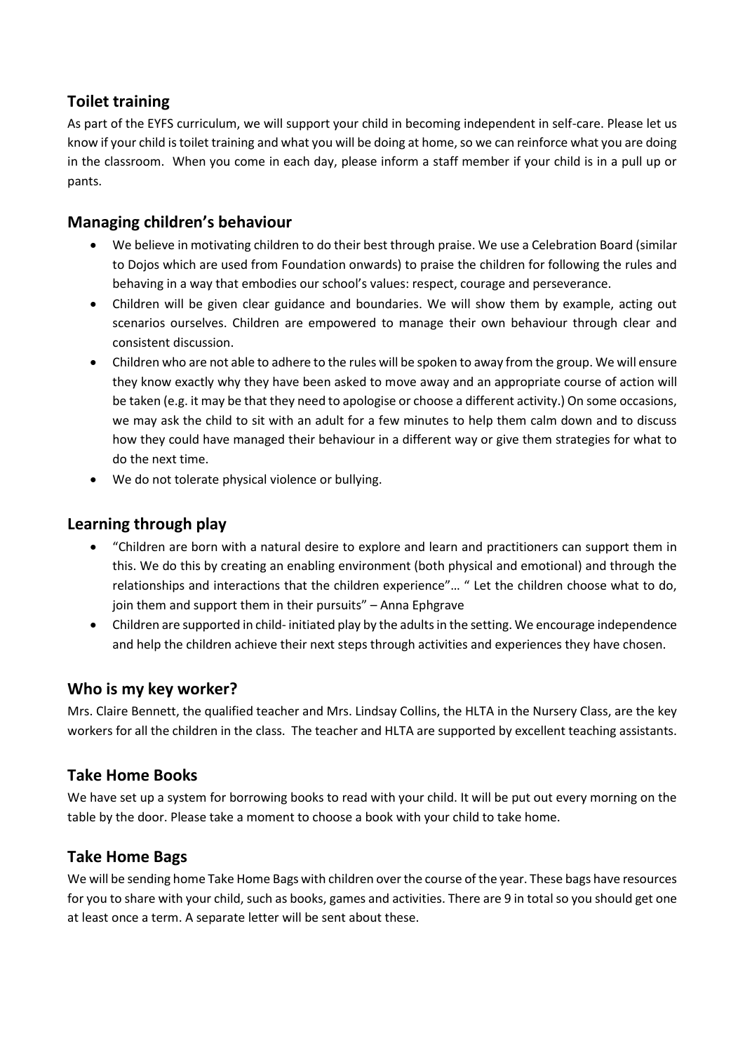## Toilet training

As part of the EYFS curriculum, we will support your child in becoming independent in self-care. Please let us know if your child is toilet training and what you will be doing at home, so we can reinforce what you are doing in the classroom. When you come in each day, please inform a staff member if your child is in a pull up or pants.

## Managing children's behaviour

- We believe in motivating children to do their best through praise. We use a Celebration Board (similar to Dojos which are used from Foundation onwards) to praise the children for following the rules and behaving in a way that embodies our school's values: respect, courage and perseverance.
- Children will be given clear guidance and boundaries. We will show them by example, acting out scenarios ourselves. Children are empowered to manage their own behaviour through clear and consistent discussion.
- Children who are not able to adhere to the rules will be spoken to away from the group. We will ensure they know exactly why they have been asked to move away and an appropriate course of action will be taken (e.g. it may be that they need to apologise or choose a different activity.) On some occasions, we may ask the child to sit with an adult for a few minutes to help them calm down and to discuss how they could have managed their behaviour in a different way or give them strategies for what to do the next time.
- We do not tolerate physical violence or bullying.

## Learning through play

- "Children are born with a natural desire to explore and learn and practitioners can support them in this. We do this by creating an enabling environment (both physical and emotional) and through the relationships and interactions that the children experience"… " Let the children choose what to do, join them and support them in their pursuits" – Anna Ephgrave
- Children are supported in child- initiated play by the adults in the setting. We encourage independence and help the children achieve their next steps through activities and experiences they have chosen.

## Who is my key worker?

Mrs. Claire Bennett, the qualified teacher and Mrs. Lindsay Collins, the HLTA in the Nursery Class, are the key workers for all the children in the class. The teacher and HLTA are supported by excellent teaching assistants.

## Take Home Books

We have set up a system for borrowing books to read with your child. It will be put out every morning on the table by the door. Please take a moment to choose a book with your child to take home.

## Take Home Bags

We will be sending home Take Home Bags with children over the course of the year. These bags have resources for you to share with your child, such as books, games and activities. There are 9 in total so you should get one at least once a term. A separate letter will be sent about these.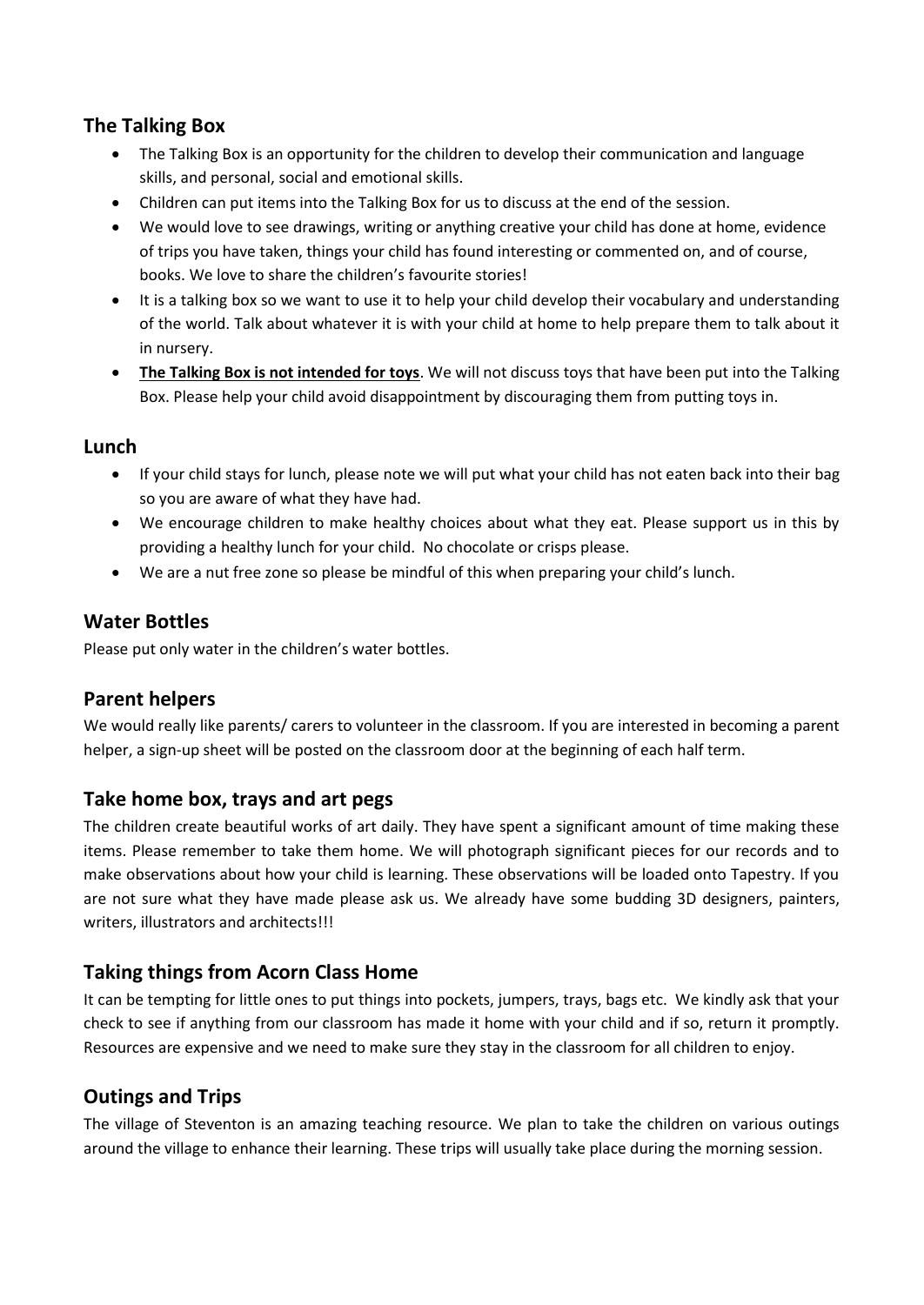## The Talking Box

- The Talking Box is an opportunity for the children to develop their communication and language skills, and personal, social and emotional skills.
- Children can put items into the Talking Box for us to discuss at the end of the session.
- We would love to see drawings, writing or anything creative your child has done at home, evidence of trips you have taken, things your child has found interesting or commented on, and of course, books. We love to share the children's favourite stories!
- It is a talking box so we want to use it to help your child develop their vocabulary and understanding of the world. Talk about whatever it is with your child at home to help prepare them to talk about it in nursery.
- **The Talking Box is not intended for toys**. We will not discuss toys that have been put into the Talking Box. Please help your child avoid disappointment by discouraging them from putting toys in.

## Lunch

- If your child stays for lunch, please note we will put what your child has not eaten back into their bag so you are aware of what they have had.
- We encourage children to make healthy choices about what they eat. Please support us in this by providing a healthy lunch for your child. No chocolate or crisps please.
- We are a nut free zone so please be mindful of this when preparing your child's lunch.

## Water Bottles

Please put only water in the children's water bottles.

## Parent helpers

We would really like parents/ carers to volunteer in the classroom. If you are interested in becoming a parent helper, a sign-up sheet will be posted on the classroom door at the beginning of each half term.

## Take home box, trays and art pegs

The children create beautiful works of art daily. They have spent a significant amount of time making these items. Please remember to take them home. We will photograph significant pieces for our records and to make observations about how your child is learning. These observations will be loaded onto Tapestry. If you are not sure what they have made please ask us. We already have some budding 3D designers, painters, writers, illustrators and architects!!!

## Taking things from Acorn Class Home

It can be tempting for little ones to put things into pockets, jumpers, trays, bags etc. We kindly ask that your check to see if anything from our classroom has made it home with your child and if so, return it promptly. Resources are expensive and we need to make sure they stay in the classroom for all children to enjoy.

## Outings and Trips

The village of Steventon is an amazing teaching resource. We plan to take the children on various outings around the village to enhance their learning. These trips will usually take place during the morning session.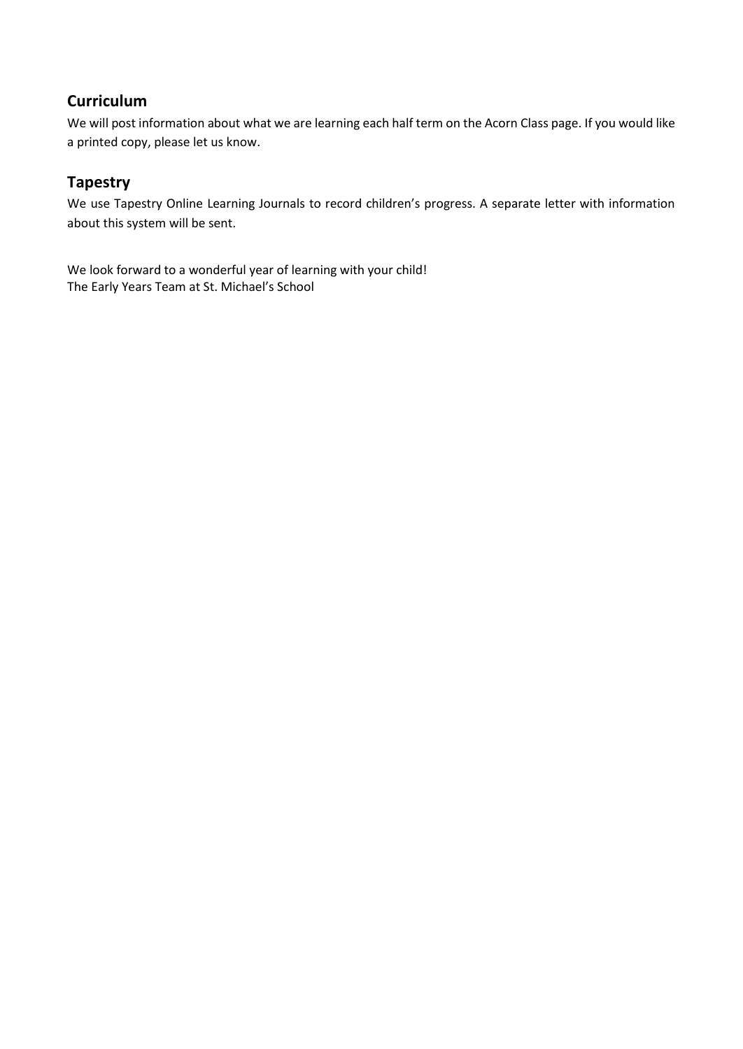## Curriculum

We will post information about what we are learning each half term on the Acorn Class page. If you would like a printed copy, please let us know.

## Tapestry

We use Tapestry Online Learning Journals to record children's progress. A separate letter with information about this system will be sent.

We look forward to a wonderful year of learning with your child!
The Early Years Team at St. Michael's School